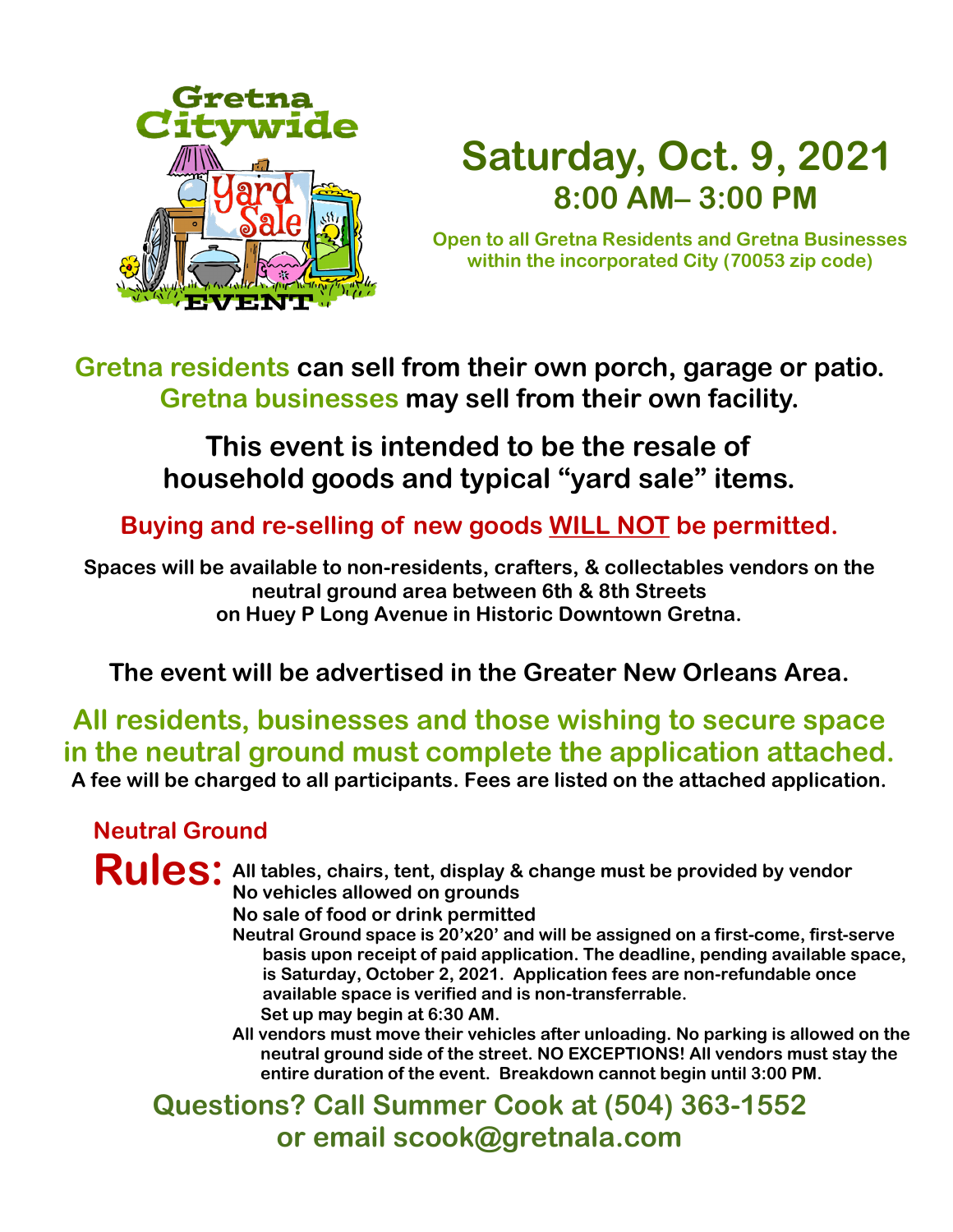# Gretna Citywide Yard Sale EVENT

## Saturday, Oct. 9, 2021
### 8:00 AM– 3:00 PM

**Open to all Gretna Residents and Gretna Businesses within the incorporated City (70053 zip code)**

**Gretna residents can sell from their own porch, garage or patio.**
**Gretna businesses may sell from their own facility.**

**This event is intended to be the resale of household goods and typical "yard sale" items.**

**Buying and re-selling of new goods WILL NOT be permitted.**

**Spaces will be available to non-residents, crafters, & collectables vendors on the neutral ground area between 6th & 8th Streets on Huey P Long Avenue in Historic Downtown Gretna.**

**The event will be advertised in the Greater New Orleans Area.**

**All residents, businesses and those wishing to secure space in the neutral ground must complete the application attached.**
**A fee will be charged to all participants. Fees are listed on the attached application.**

## Neutral Ground Rules:

- All tables, chairs, tent, display & change must be provided by vendor
- No vehicles allowed on grounds
- No sale of food or drink permitted
- Neutral Ground space is 20'x20' and will be assigned on a first-come, first-serve basis upon receipt of paid application. The deadline, pending available space, is Saturday, October 2, 2021. Application fees are non-refundable once available space is verified and is non-transferrable. Set up may begin at 6:30 AM.
- All vendors must move their vehicles after unloading. No parking is allowed on the neutral ground side of the street. NO EXCEPTIONS! All vendors must stay the entire duration of the event. Breakdown cannot begin until 3:00 PM.

**Questions? Call Summer Cook at (504) 363-1552 or email scook@gretnala.com**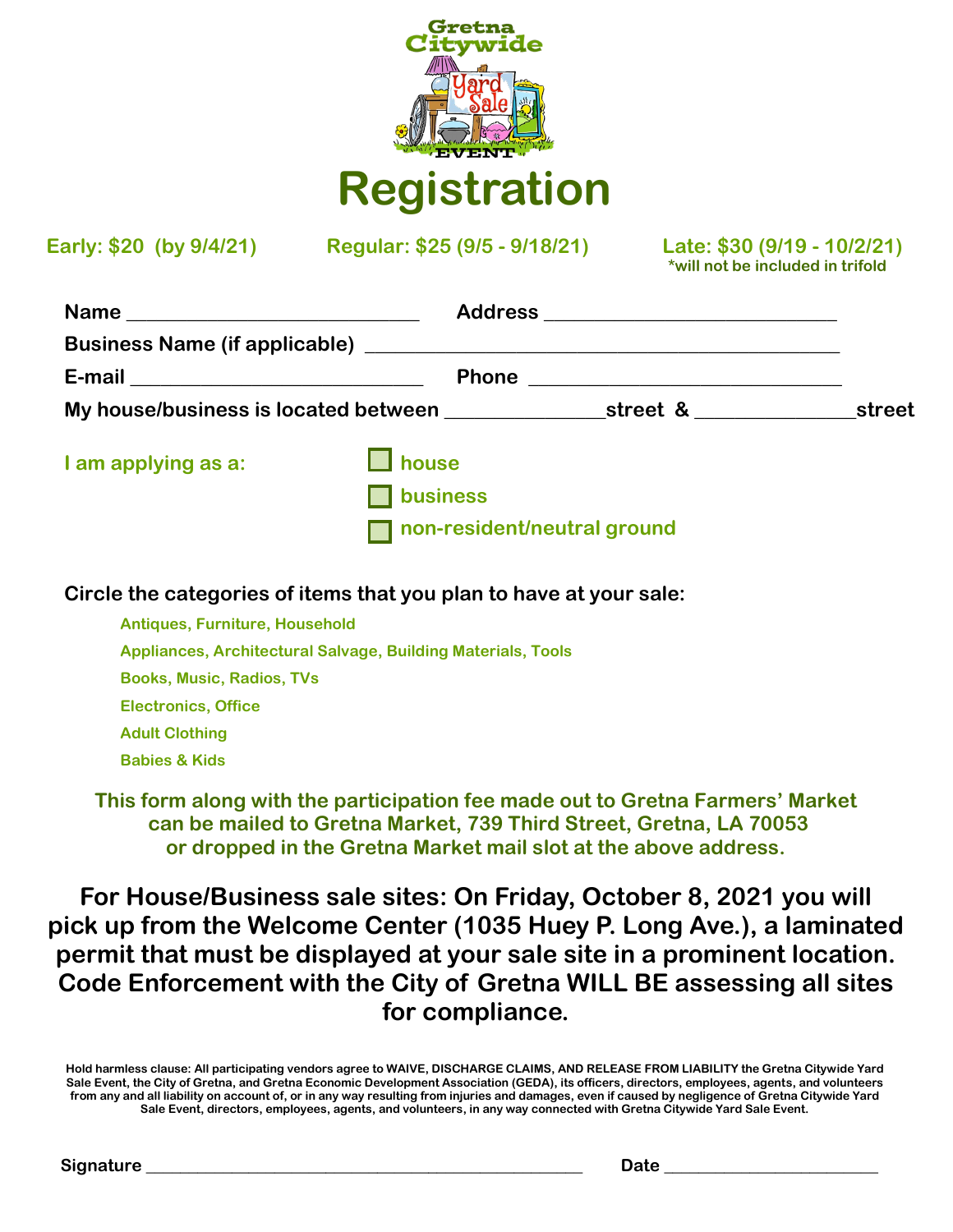Gretna Citywide Yard Sale EVENT

# Registration

**Early: $20 (by 9/4/21)** **Regular: $25 (9/5 - 9/18/21)** **Late: $30 (9/19 - 10/2/21)**
***will not be included in trifold**

**Name** ___________________________ **Address** ___________________________

**Business Name (if applicable)** ___________________________________________

**E-mail** ___________________________ **Phone** ______________________________

**My house/business is located between** _______________**street &** _______________**street**

**I am applying as a:**

- ☐ house
- ☐ business
- ☐ non-resident/neutral ground

**Circle the categories of items that you plan to have at your sale:**

Antiques, Furniture, Household

Appliances, Architectural Salvage, Building Materials, Tools

Books, Music, Radios, TVs

Electronics, Office

Adult Clothing

Babies & Kids

**This form along with the participation fee made out to Gretna Farmers' Market can be mailed to Gretna Market, 739 Third Street, Gretna, LA 70053 or dropped in the Gretna Market mail slot at the above address.**

**For House/Business sale sites: On Friday, October 8, 2021 you will pick up from the Welcome Center (1035 Huey P. Long Ave.), a laminated permit that must be displayed at your sale site in a prominent location. Code Enforcement with the City of Gretna WILL BE assessing all sites for compliance.**

Hold harmless clause: All participating vendors agree to WAIVE, DISCHARGE CLAIMS, AND RELEASE FROM LIABILITY the Gretna Citywide Yard Sale Event, the City of Gretna, and Gretna Economic Development Association (GEDA), its officers, directors, employees, agents, and volunteers from any and all liability on account of, or in any way resulting from injuries and damages, even if caused by negligence of Gretna Citywide Yard Sale Event, directors, employees, agents, and volunteers, in any way connected with Gretna Citywide Yard Sale Event.

**Signature** ______________________________________________ **Date** ______________________